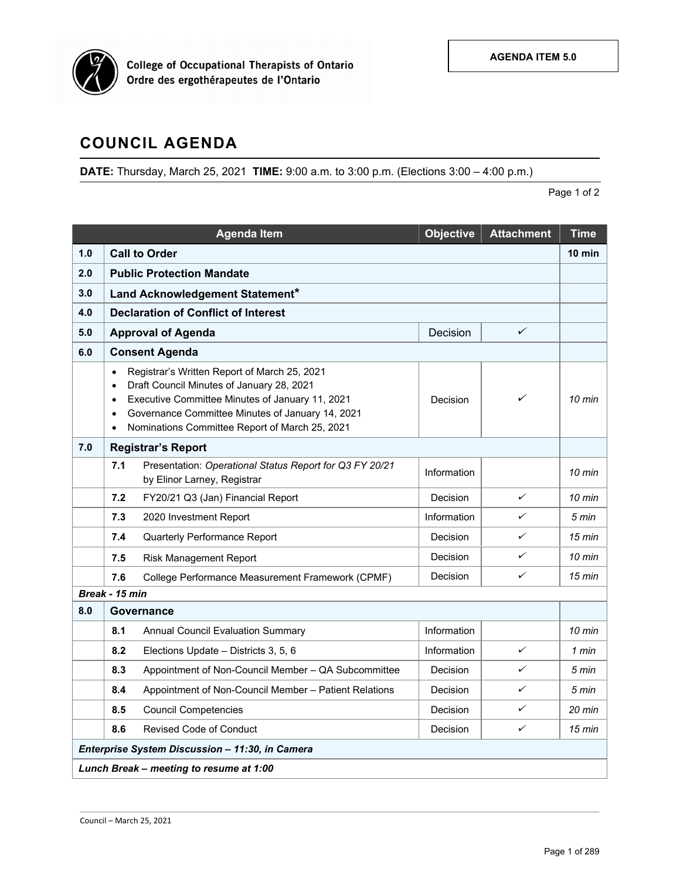College of Occupational Therapists of Ontario
Ordre des ergothérapeutes de l'Ontario

AGENDA ITEM 5.0

# COUNCIL AGENDA

**DATE:** Thursday, March 25, 2021 **TIME:** 9:00 a.m. to 3:00 p.m. (Elections 3:00 – 4:00 p.m.)

Page 1 of 2

| | Agenda Item | Objective | Attachment | Time |
|---|---|---|---|---|
| **1.0** | **Call to Order** | | | **10 min** |
| **2.0** | **Public Protection Mandate** | | | |
| **3.0** | **Land Acknowledgement Statement*** | | | |
| **4.0** | **Declaration of Conflict of Interest** | | | |
| **5.0** | **Approval of Agenda** | Decision | ✓ | |
| **6.0** | **Consent Agenda** | | | |
| | • Registrar's Written Report of March 25, 2021<br>• Draft Council Minutes of January 28, 2021<br>• Executive Committee Minutes of January 11, 2021<br>• Governance Committee Minutes of January 14, 2021<br>• Nominations Committee Report of March 25, 2021 | Decision | ✓ | *10 min* |
| **7.0** | **Registrar's Report** | | | |
| | **7.1** Presentation: *Operational Status Report for Q3 FY 20/21* by Elinor Larney, Registrar | Information | | *10 min* |
| | **7.2** FY20/21 Q3 (Jan) Financial Report | Decision | ✓ | *10 min* |
| | **7.3** 2020 Investment Report | Information | ✓ | *5 min* |
| | **7.4** Quarterly Performance Report | Decision | ✓ | *15 min* |
| | **7.5** Risk Management Report | Decision | ✓ | *10 min* |
| | **7.6** College Performance Measurement Framework (CPMF) | Decision | ✓ | *15 min* |
| ***Break - 15 min*** | | | | |
| **8.0** | **Governance** | | | |
| | **8.1** Annual Council Evaluation Summary | Information | | *10 min* |
| | **8.2** Elections Update – Districts 3, 5, 6 | Information | ✓ | *1 min* |
| | **8.3** Appointment of Non-Council Member – QA Subcommittee | Decision | ✓ | *5 min* |
| | **8.4** Appointment of Non-Council Member – Patient Relations | Decision | ✓ | *5 min* |
| | **8.5** Council Competencies | Decision | ✓ | *20 min* |
| | **8.6** Revised Code of Conduct | Decision | ✓ | *15 min* |
| ***Enterprise System Discussion – 11:30, in Camera*** | | | | |
| ***Lunch Break – meeting to resume at 1:00*** | | | | |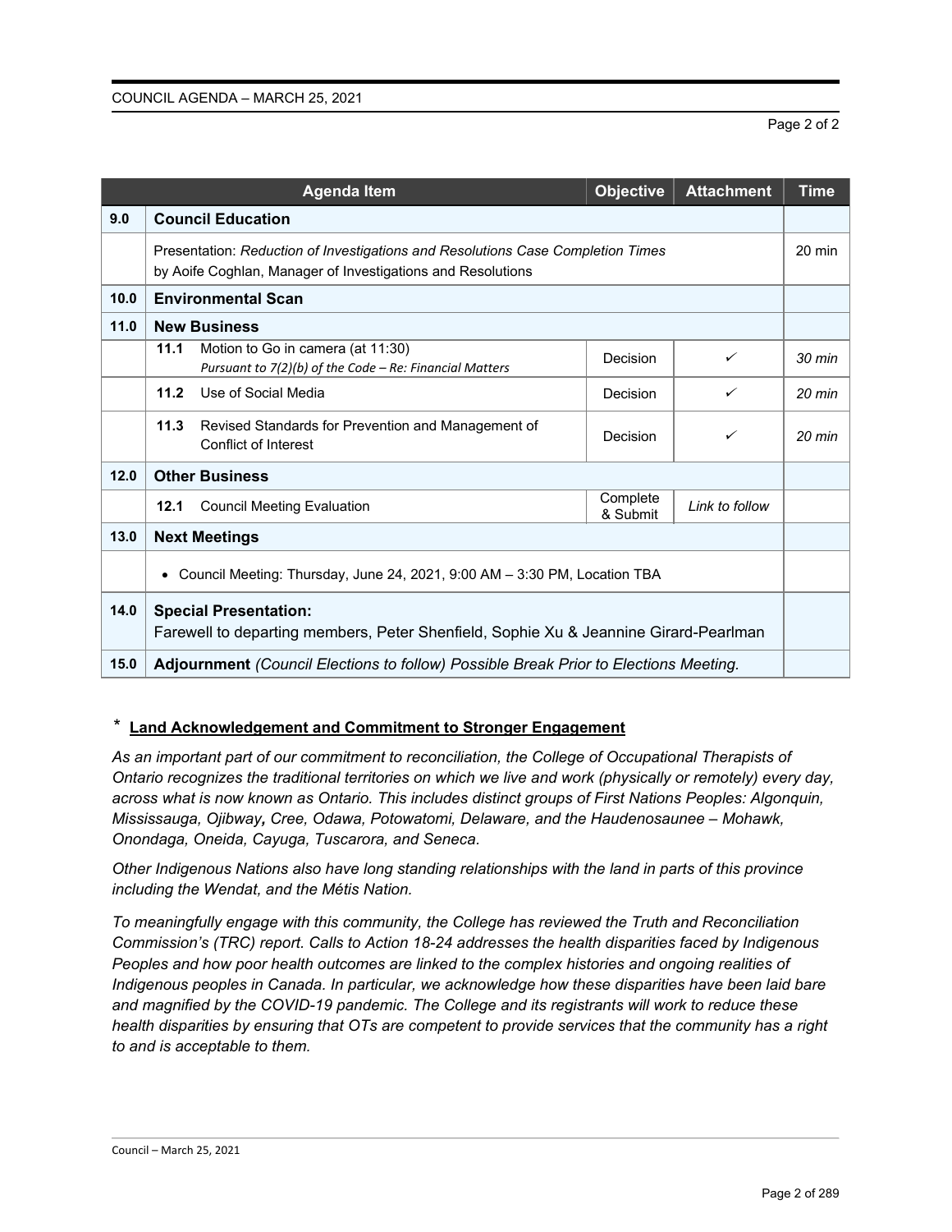| | Agenda Item | Objective | Attachment | Time |
|---|---|---|---|---|
| **9.0** | **Council Education** | | | |
| | Presentation: *Reduction of Investigations and Resolutions Case Completion Times* by Aoife Coghlan, Manager of Investigations and Resolutions | | | 20 min |
| **10.0** | **Environmental Scan** | | | |
| **11.0** | **New Business** | | | |
| | **11.1** Motion to Go in camera (at 11:30) *Pursuant to 7(2)(b) of the Code – Re: Financial Matters* | Decision | ✓ | *30 min* |
| | **11.2** Use of Social Media | Decision | ✓ | *20 min* |
| | **11.3** Revised Standards for Prevention and Management of Conflict of Interest | Decision | ✓ | *20 min* |
| **12.0** | **Other Business** | | | |
| | **12.1** Council Meeting Evaluation | Complete & Submit | *Link to follow* | |
| **13.0** | **Next Meetings** | | | |
| | • Council Meeting: Thursday, June 24, 2021, 9:00 AM – 3:30 PM, Location TBA | | | |
| **14.0** | **Special Presentation:** Farewell to departing members, Peter Shenfield, Sophie Xu & Jeannine Girard-Pearlman | | | |
| **15.0** | **Adjournment** *(Council Elections to follow) Possible Break Prior to Elections Meeting.* | | | |

\* **Land Acknowledgement and Commitment to Stronger Engagement**

*As an important part of our commitment to reconciliation, the College of Occupational Therapists of Ontario recognizes the traditional territories on which we live and work (physically or remotely) every day, across what is now known as Ontario. This includes distinct groups of First Nations Peoples: Algonquin, Mississauga, Ojibway, Cree, Odawa, Potowatomi, Delaware, and the Haudenosaunee – Mohawk, Onondaga, Oneida, Cayuga, Tuscarora, and Seneca.*

*Other Indigenous Nations also have long standing relationships with the land in parts of this province including the Wendat, and the Métis Nation.*

*To meaningfully engage with this community, the College has reviewed the Truth and Reconciliation Commission's (TRC) report. Calls to Action 18-24 addresses the health disparities faced by Indigenous Peoples and how poor health outcomes are linked to the complex histories and ongoing realities of Indigenous peoples in Canada. In particular, we acknowledge how these disparities have been laid bare and magnified by the COVID-19 pandemic. The College and its registrants will work to reduce these health disparities by ensuring that OTs are competent to provide services that the community has a right to and is acceptable to them.*